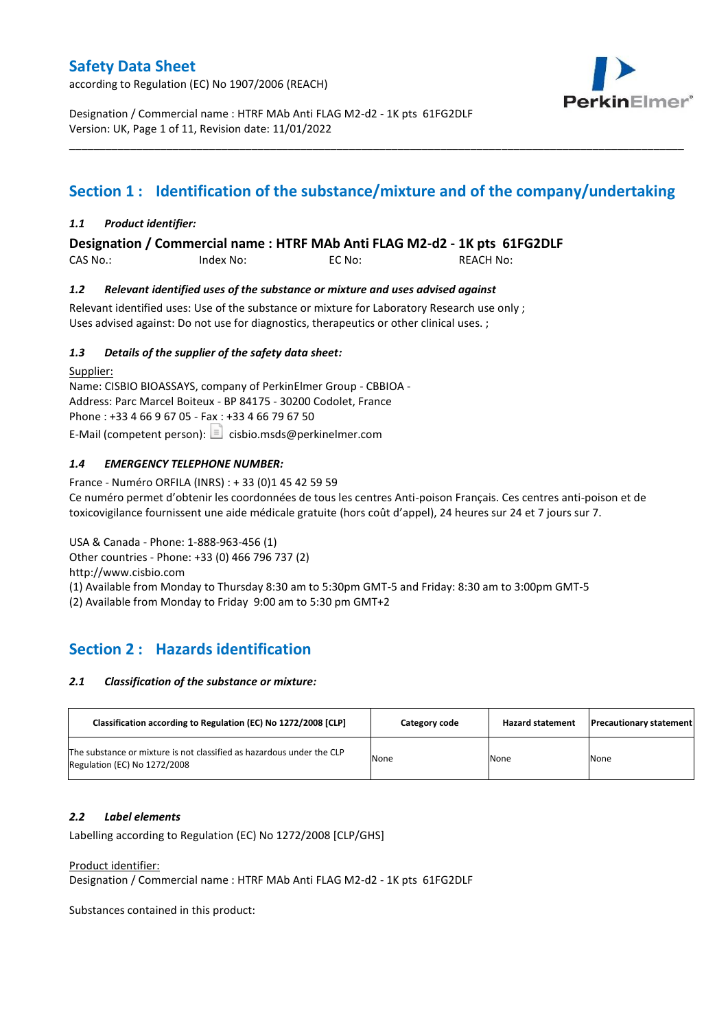# Safety Data Sheet

according to Regulation (EC) No 1907/2006 (REACH)

Designation / Commercial name : HTRF MAb Anti FLAG M2-d2 - 1K pts 61FG2DLF
Version: UK, Page 1 of 11, Revision date: 11/01/2022

## Section 1 : Identification of the substance/mixture and of the company/undertaking

### *1.1 Product identifier:*

**Designation / Commercial name : HTRF MAb Anti FLAG M2-d2 - 1K pts 61FG2DLF**

CAS No.: Index No: EC No: REACH No:

### *1.2 Relevant identified uses of the substance or mixture and uses advised against*

Relevant identified uses: Use of the substance or mixture for Laboratory Research use only ;
Uses advised against: Do not use for diagnostics, therapeutics or other clinical uses. ;

### *1.3 Details of the supplier of the safety data sheet:*

Supplier:
Name: CISBIO BIOASSAYS, company of PerkinElmer Group - CBBIOA -
Address: Parc Marcel Boiteux - BP 84175 - 30200 Codolet, France
Phone : +33 4 66 9 67 05 - Fax : +33 4 66 79 67 50
E-Mail (competent person): cisbio.msds@perkinelmer.com

### *1.4 EMERGENCY TELEPHONE NUMBER:*

France - Numéro ORFILA (INRS) : + 33 (0)1 45 42 59 59
Ce numéro permet d'obtenir les coordonnées de tous les centres Anti-poison Français. Ces centres anti-poison et de toxicovigilance fournissent une aide médicale gratuite (hors coût d'appel), 24 heures sur 24 et 7 jours sur 7.

USA & Canada - Phone: 1-888-963-456 (1)
Other countries - Phone: +33 (0) 466 796 737 (2)
http://www.cisbio.com
(1) Available from Monday to Thursday 8:30 am to 5:30pm GMT-5 and Friday: 8:30 am to 3:00pm GMT-5
(2) Available from Monday to Friday 9:00 am to 5:30 pm GMT+2

## Section 2 : Hazards identification

### *2.1 Classification of the substance or mixture:*

| Classification according to Regulation (EC) No 1272/2008 [CLP] | Category code | Hazard statement | Precautionary statement |
|---|---|---|---|
| The substance or mixture is not classified as hazardous under the CLP Regulation (EC) No 1272/2008 | None | None | None |

### *2.2 Label elements*

Labelling according to Regulation (EC) No 1272/2008 [CLP/GHS]

Product identifier:
Designation / Commercial name : HTRF MAb Anti FLAG M2-d2 - 1K pts 61FG2DLF

Substances contained in this product: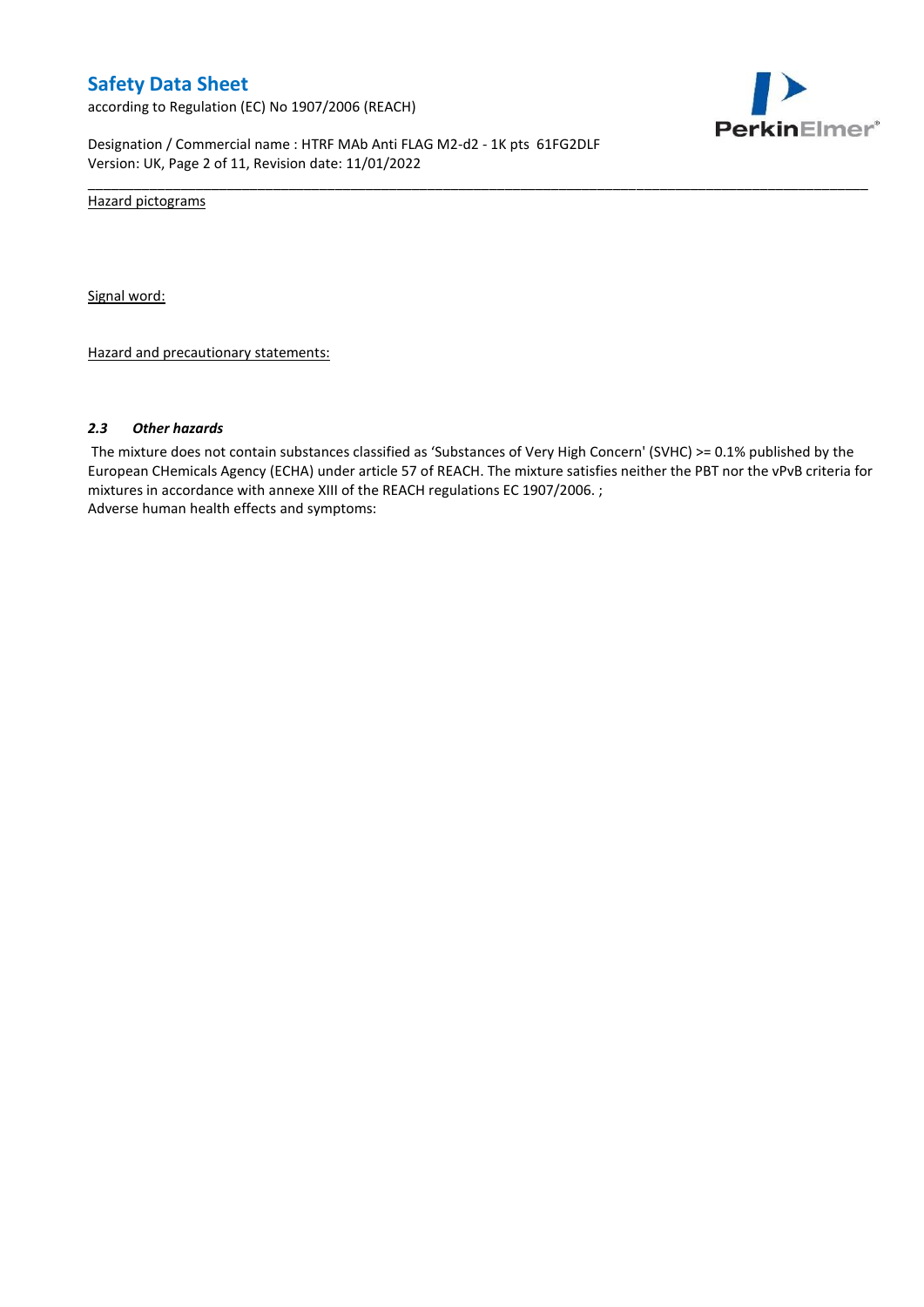Hazard pictograms

Signal word:

Hazard and precautionary statements:

### *2.3 Other hazards*

The mixture does not contain substances classified as 'Substances of Very High Concern' (SVHC) >= 0.1% published by the European CHemicals Agency (ECHA) under article 57 of REACH. The mixture satisfies neither the PBT nor the vPvB criteria for mixtures in accordance with annexe XIII of the REACH regulations EC 1907/2006. ;
Adverse human health effects and symptoms: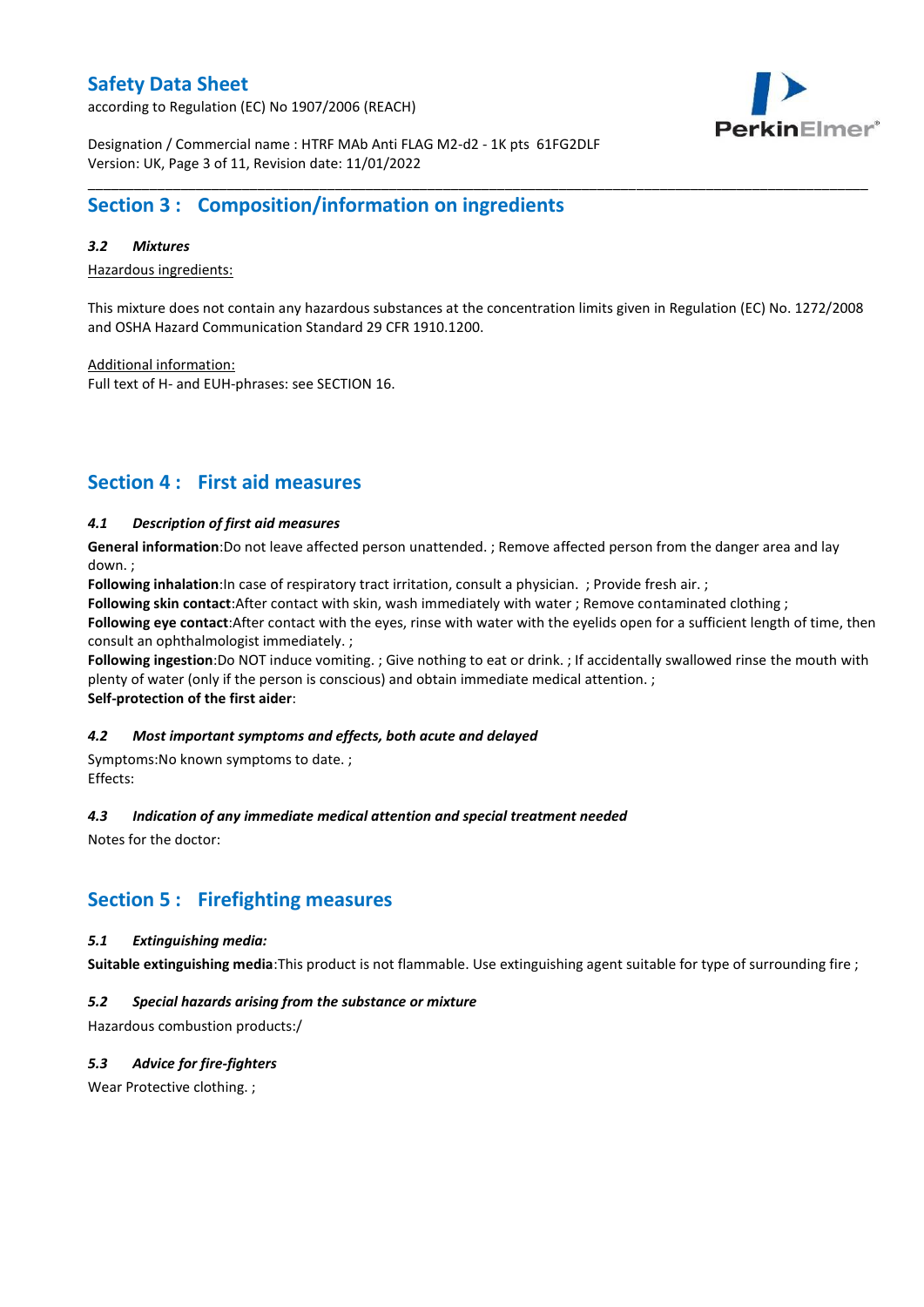## Section 3 : Composition/information on ingredients

### *3.2 Mixtures*

Hazardous ingredients:

This mixture does not contain any hazardous substances at the concentration limits given in Regulation (EC) No. 1272/2008 and OSHA Hazard Communication Standard 29 CFR 1910.1200.

Additional information:
Full text of H- and EUH-phrases: see SECTION 16.

## Section 4 : First aid measures

### *4.1 Description of first aid measures*

**General information**:Do not leave affected person unattended. ; Remove affected person from the danger area and lay down. ;
**Following inhalation**:In case of respiratory tract irritation, consult a physician. ; Provide fresh air. ;
**Following skin contact**:After contact with skin, wash immediately with water ; Remove contaminated clothing ;
**Following eye contact**:After contact with the eyes, rinse with water with the eyelids open for a sufficient length of time, then consult an ophthalmologist immediately. ;
**Following ingestion**:Do NOT induce vomiting. ; Give nothing to eat or drink. ; If accidentally swallowed rinse the mouth with plenty of water (only if the person is conscious) and obtain immediate medical attention. ;
**Self-protection of the first aider**:

### *4.2 Most important symptoms and effects, both acute and delayed*

Symptoms:No known symptoms to date. ;
Effects:

### *4.3 Indication of any immediate medical attention and special treatment needed*

Notes for the doctor:

## Section 5 : Firefighting measures

### *5.1 Extinguishing media:*

**Suitable extinguishing media**:This product is not flammable. Use extinguishing agent suitable for type of surrounding fire ;

### *5.2 Special hazards arising from the substance or mixture*

Hazardous combustion products:/

### *5.3 Advice for fire-fighters*

Wear Protective clothing. ;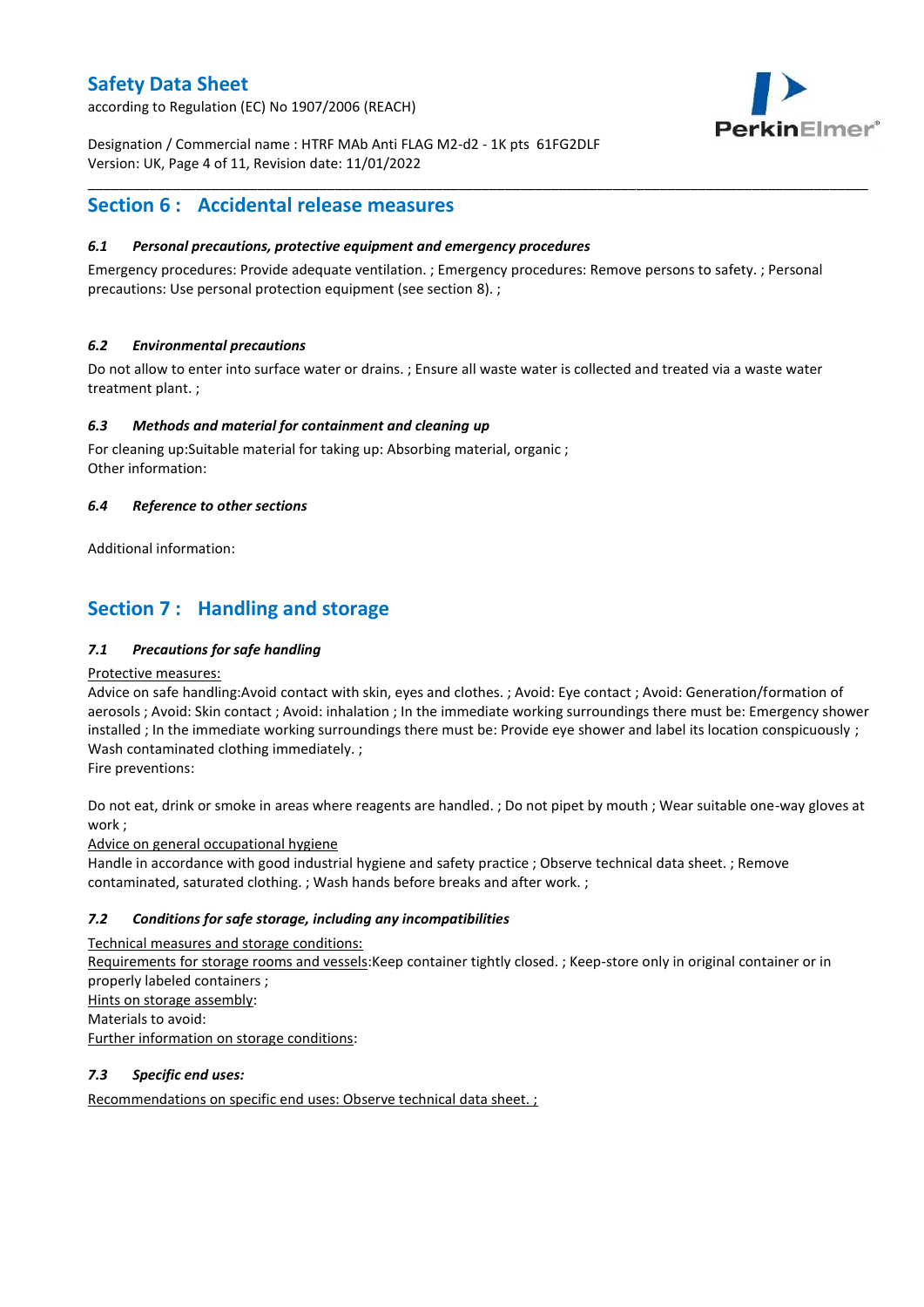## Section 6 : Accidental release measures

### *6.1 Personal precautions, protective equipment and emergency procedures*

Emergency procedures: Provide adequate ventilation. ; Emergency procedures: Remove persons to safety. ; Personal precautions: Use personal protection equipment (see section 8). ;

### *6.2 Environmental precautions*

Do not allow to enter into surface water or drains. ; Ensure all waste water is collected and treated via a waste water treatment plant. ;

### *6.3 Methods and material for containment and cleaning up*

For cleaning up:Suitable material for taking up: Absorbing material, organic ;
Other information:

### *6.4 Reference to other sections*

Additional information:

## Section 7 : Handling and storage

### *7.1 Precautions for safe handling*

Protective measures:
Advice on safe handling:Avoid contact with skin, eyes and clothes. ; Avoid: Eye contact ; Avoid: Generation/formation of aerosols ; Avoid: Skin contact ; Avoid: inhalation ; In the immediate working surroundings there must be: Emergency shower installed ; In the immediate working surroundings there must be: Provide eye shower and label its location conspicuously ; Wash contaminated clothing immediately. ;
Fire preventions:

Do not eat, drink or smoke in areas where reagents are handled. ; Do not pipet by mouth ; Wear suitable one-way gloves at work ;
Advice on general occupational hygiene
Handle in accordance with good industrial hygiene and safety practice ; Observe technical data sheet. ; Remove contaminated, saturated clothing. ; Wash hands before breaks and after work. ;

### *7.2 Conditions for safe storage, including any incompatibilities*

Technical measures and storage conditions:
Requirements for storage rooms and vessels:Keep container tightly closed. ; Keep-store only in original container or in properly labeled containers ;
Hints on storage assembly:
Materials to avoid:
Further information on storage conditions:

### *7.3 Specific end uses:*

Recommendations on specific end uses: Observe technical data sheet. ;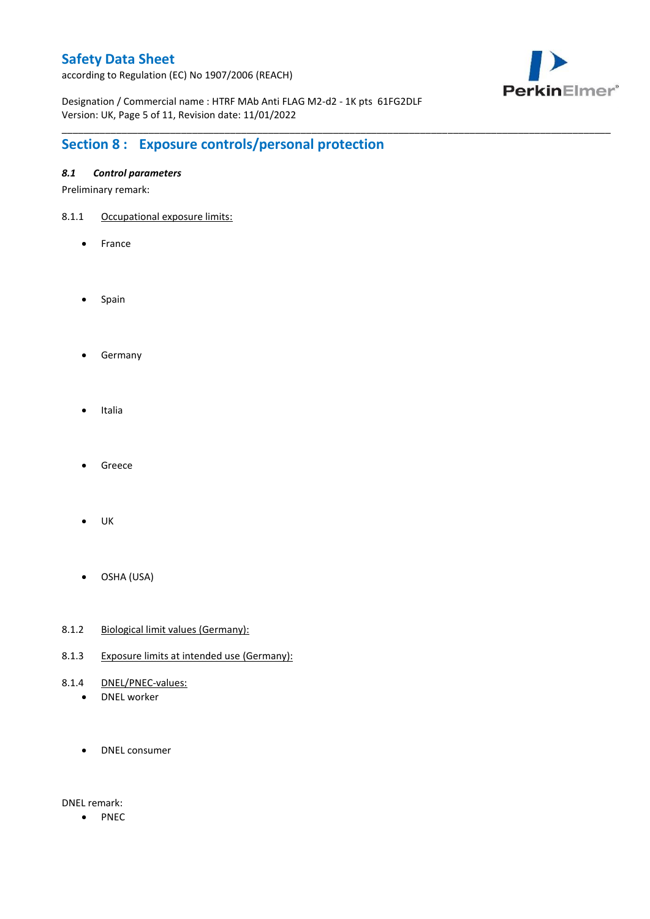## Section 8 : Exposure controls/personal protection

### *8.1 Control parameters*

Preliminary remark:

8.1.1 Occupational exposure limits:

- France

- Spain

- Germany

- Italia

- Greece

- UK

- OSHA (USA)

8.1.2 Biological limit values (Germany):

8.1.3 Exposure limits at intended use (Germany):

8.1.4 DNEL/PNEC-values:

- DNEL worker

- DNEL consumer

DNEL remark:

- PNEC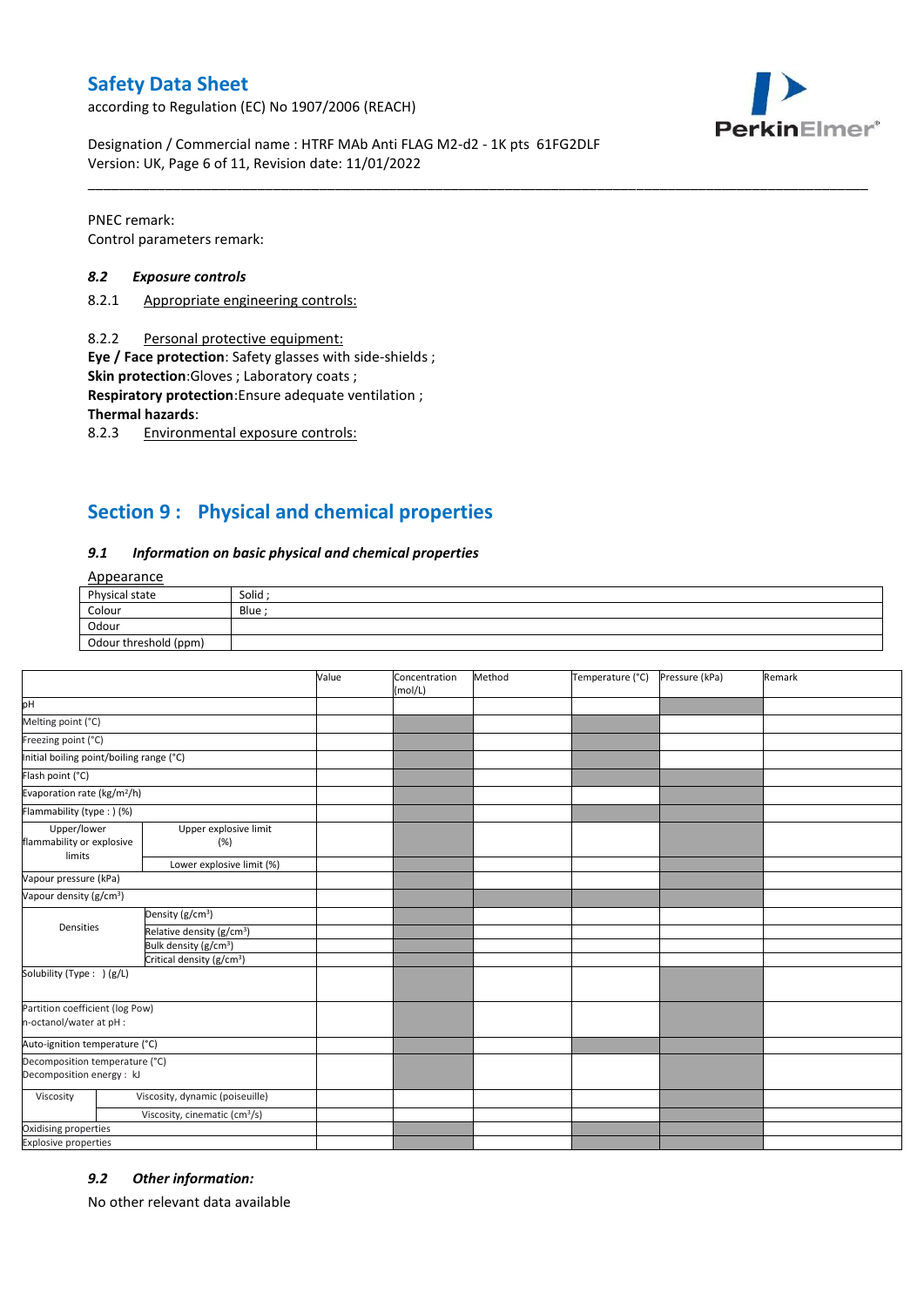PNEC remark:
Control parameters remark:

### 8.2 Exposure controls

8.2.1 Appropriate engineering controls:

8.2.2 Personal protective equipment:

**Eye / Face protection**: Safety glasses with side-shields ;
**Skin protection**:Gloves ; Laboratory coats ;
**Respiratory protection**:Ensure adequate ventilation ;
**Thermal hazards**:

8.2.3 Environmental exposure controls:

## Section 9 : Physical and chemical properties

### 9.1 Information on basic physical and chemical properties

Appearance

| Physical state | Solid ; |
|---|---|
| Colour | Blue ; |
| Odour | |
| Odour threshold (ppm) | |

| | | Value | Concentration (mol/L) | Method | Temperature (°C) | Pressure (kPa) | Remark |
|---|---|---|---|---|---|---|---|
| pH | | | | | | | |
| Melting point (°C) | | | | | | | |
| Freezing point (°C) | | | | | | | |
| Initial boiling point/boiling range (°C) | | | | | | | |
| Flash point (°C) | | | | | | | |
| Evaporation rate (kg/m²/h) | | | | | | | |
| Flammability (type : ) (%) | | | | | | | |
| Upper/lower flammability or explosive limits | Upper explosive limit (%) | | | | | | |
| | Lower explosive limit (%) | | | | | | |
| Vapour pressure (kPa) | | | | | | | |
| Vapour density (g/cm³) | | | | | | | |
| Densities | Density (g/cm³) | | | | | | |
| | Relative density (g/cm³) | | | | | | |
| | Bulk density (g/cm³) | | | | | | |
| | Critical density (g/cm³) | | | | | | |
| Solubility (Type : ) (g/L) | | | | | | | |
| Partition coefficient (log Pow) n-octanol/water at pH : | | | | | | | |
| Auto-ignition temperature (°C) | | | | | | | |
| Decomposition temperature (°C) Decomposition energy : kJ | | | | | | | |
| Viscosity | Viscosity, dynamic (poiseuille) | | | | | | |
| | Viscosity, cinematic (cm³/s) | | | | | | |
| Oxidising properties | | | | | | | |
| Explosive properties | | | | | | | |

### 9.2 Other information:

No other relevant data available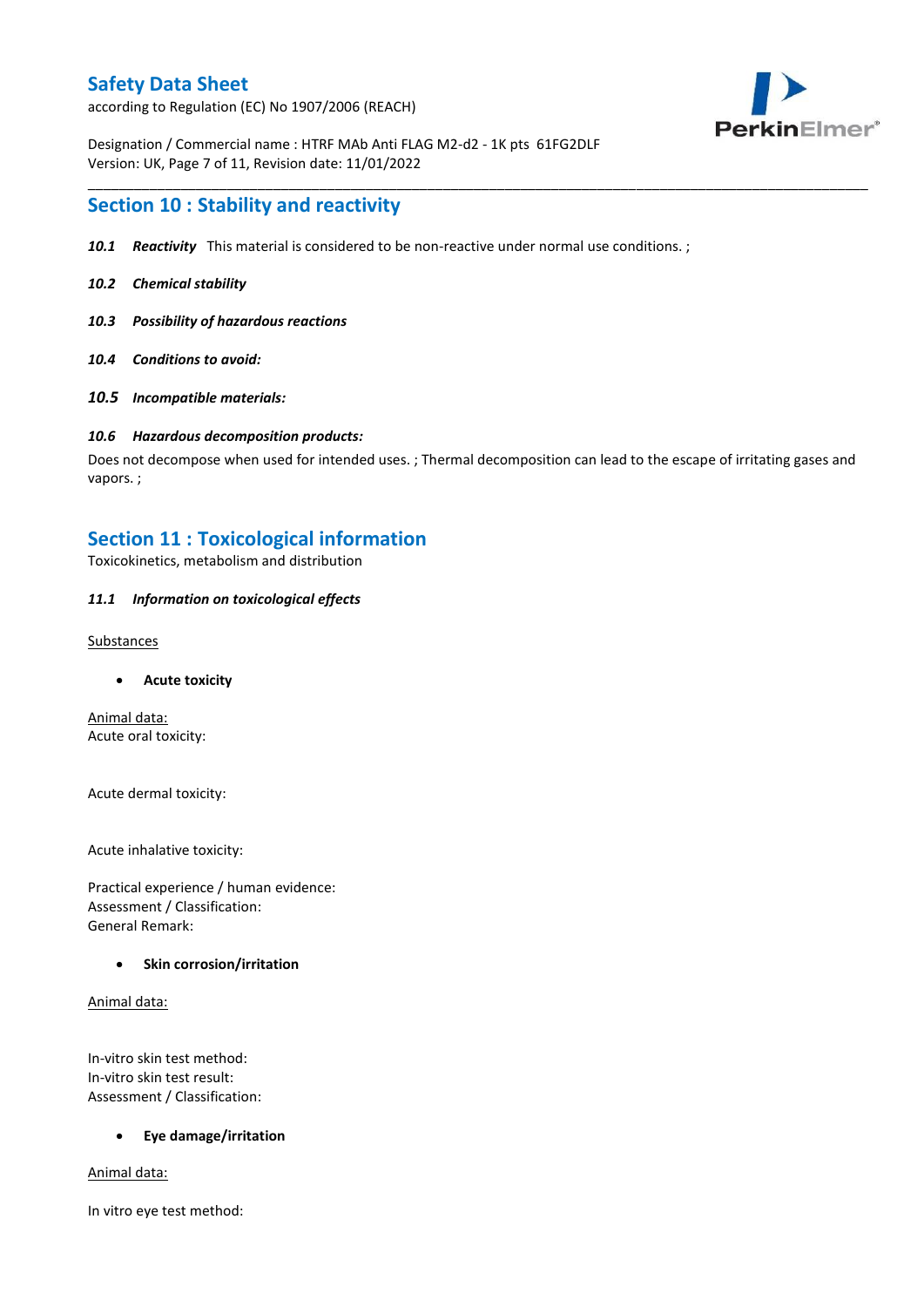## Section 10 : Stability and reactivity

***10.1 Reactivity*** This material is considered to be non-reactive under normal use conditions. ;

***10.2 Chemical stability***

***10.3 Possibility of hazardous reactions***

***10.4 Conditions to avoid:***

***10.5 Incompatible materials:***

***10.6 Hazardous decomposition products:***

Does not decompose when used for intended uses. ; Thermal decomposition can lead to the escape of irritating gases and vapors. ;

## Section 11 : Toxicological information

Toxicokinetics, metabolism and distribution

***11.1 Information on toxicological effects***

Substances

- **Acute toxicity**

Animal data:
Acute oral toxicity:

Acute dermal toxicity:

Acute inhalative toxicity:

Practical experience / human evidence:
Assessment / Classification:
General Remark:

- **Skin corrosion/irritation**

Animal data:

In-vitro skin test method:
In-vitro skin test result:
Assessment / Classification:

- **Eye damage/irritation**

Animal data:

In vitro eye test method: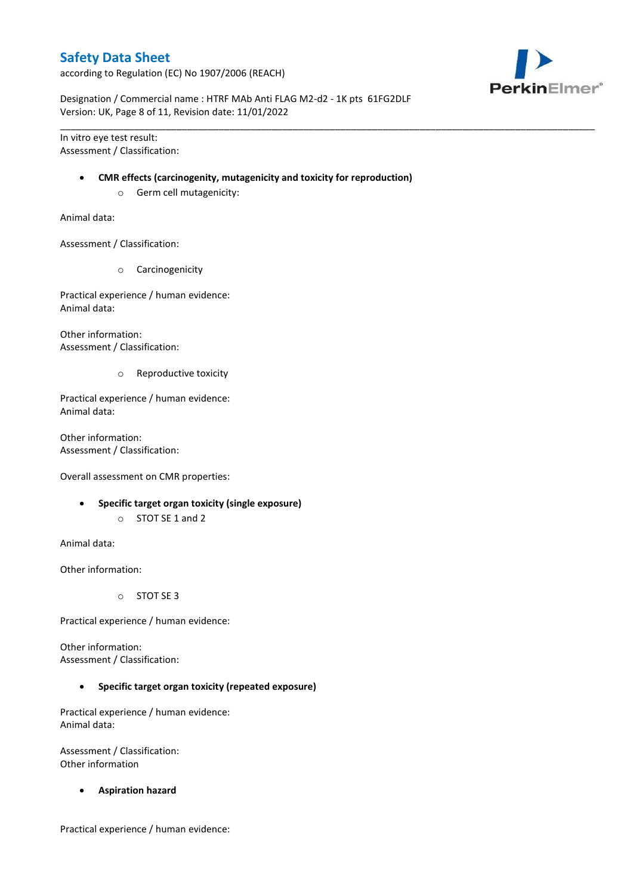In vitro eye test result:
Assessment / Classification:

- **CMR effects (carcinogenity, mutagenicity and toxicity for reproduction)**
  - Germ cell mutagenicity:

Animal data:

Assessment / Classification:

  - Carcinogenicity

Practical experience / human evidence:
Animal data:

Other information:
Assessment / Classification:

  - Reproductive toxicity

Practical experience / human evidence:
Animal data:

Other information:
Assessment / Classification:

Overall assessment on CMR properties:

- **Specific target organ toxicity (single exposure)**
  - STOT SE 1 and 2

Animal data:

Other information:

  - STOT SE 3

Practical experience / human evidence:

Other information:
Assessment / Classification:

- **Specific target organ toxicity (repeated exposure)**

Practical experience / human evidence:
Animal data:

Assessment / Classification:
Other information

- **Aspiration hazard**

Practical experience / human evidence: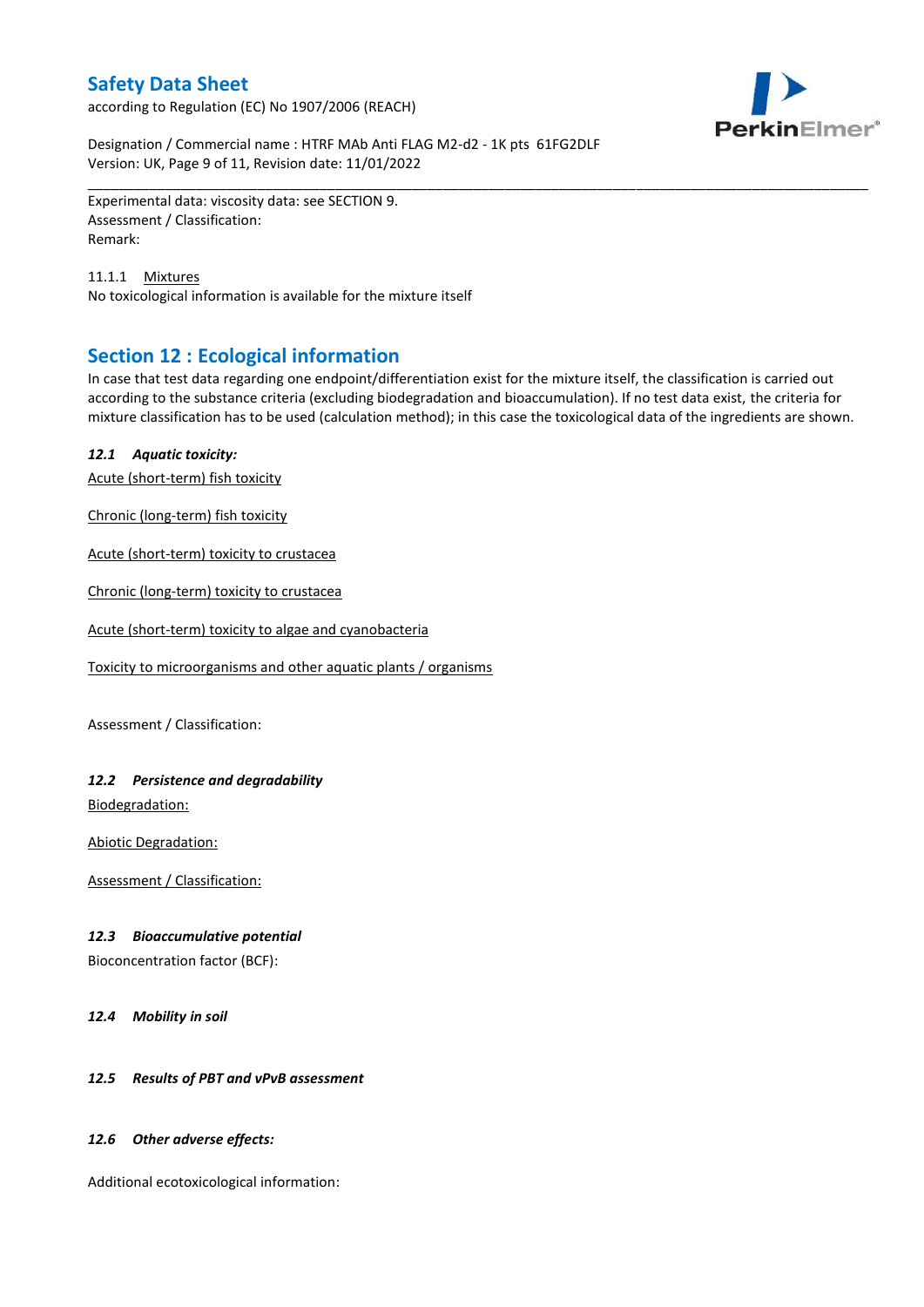Experimental data: viscosity data: see SECTION 9.
Assessment / Classification:
Remark:

11.1.1 Mixtures
No toxicological information is available for the mixture itself

## Section 12 : Ecological information

In case that test data regarding one endpoint/differentiation exist for the mixture itself, the classification is carried out according to the substance criteria (excluding biodegradation and bioaccumulation). If no test data exist, the criteria for mixture classification has to be used (calculation method); in this case the toxicological data of the ingredients are shown.

### *12.1 Aquatic toxicity:*

Acute (short-term) fish toxicity

Chronic (long-term) fish toxicity

Acute (short-term) toxicity to crustacea

Chronic (long-term) toxicity to crustacea

Acute (short-term) toxicity to algae and cyanobacteria

Toxicity to microorganisms and other aquatic plants / organisms

Assessment / Classification:

### *12.2 Persistence and degradability*

Biodegradation:

Abiotic Degradation:

Assessment / Classification:

### *12.3 Bioaccumulative potential*

Bioconcentration factor (BCF):

### *12.4 Mobility in soil*

### *12.5 Results of PBT and vPvB assessment*

### *12.6 Other adverse effects:*

Additional ecotoxicological information: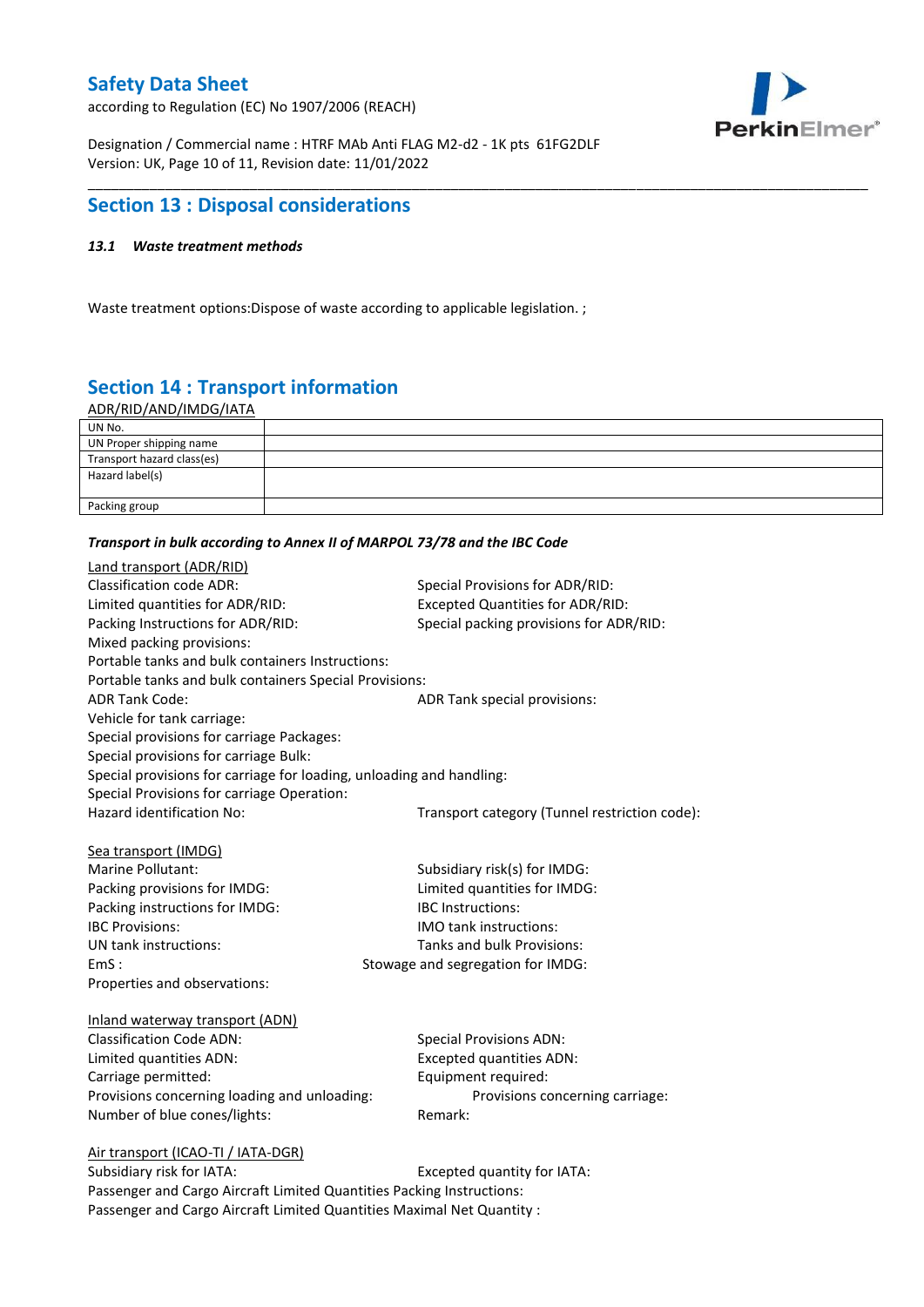## Section 13 : Disposal considerations

### *13.1 Waste treatment methods*

Waste treatment options:Dispose of waste according to applicable legislation. ;

## Section 14 : Transport information

ADR/RID/AND/IMDG/IATA

| | |
|---|---|
| UN No. | |
| UN Proper shipping name | |
| Transport hazard class(es) | |
| Hazard label(s) | |
| Packing group | |

***Transport in bulk according to Annex II of MARPOL 73/78 and the IBC Code***

Land transport (ADR/RID)

Classification code ADR:
Special Provisions for ADR/RID:
Limited quantities for ADR/RID:
Excepted Quantities for ADR/RID:
Packing Instructions for ADR/RID:
Special packing provisions for ADR/RID:
Mixed packing provisions:
Portable tanks and bulk containers Instructions:
Portable tanks and bulk containers Special Provisions:
ADR Tank Code:
ADR Tank special provisions:
Vehicle for tank carriage:
Special provisions for carriage Packages:
Special provisions for carriage Bulk:
Special provisions for carriage for loading, unloading and handling:
Special Provisions for carriage Operation:
Hazard identification No:
Transport category (Tunnel restriction code):

Sea transport (IMDG)

Marine Pollutant:
Subsidiary risk(s) for IMDG:
Packing provisions for IMDG:
Limited quantities for IMDG:
Packing instructions for IMDG:
IBC Instructions:
IBC Provisions:
IMO tank instructions:
UN tank instructions:
Tanks and bulk Provisions:
EmS :
Stowage and segregation for IMDG:
Properties and observations:

Inland waterway transport (ADN)

Classification Code ADN:
Special Provisions ADN:
Limited quantities ADN:
Excepted quantities ADN:
Carriage permitted:
Equipment required:
Provisions concerning loading and unloading:
Provisions concerning carriage:
Number of blue cones/lights:
Remark:

Air transport (ICAO-TI / IATA-DGR)

Subsidiary risk for IATA:
Excepted quantity for IATA:
Passenger and Cargo Aircraft Limited Quantities Packing Instructions:
Passenger and Cargo Aircraft Limited Quantities Maximal Net Quantity :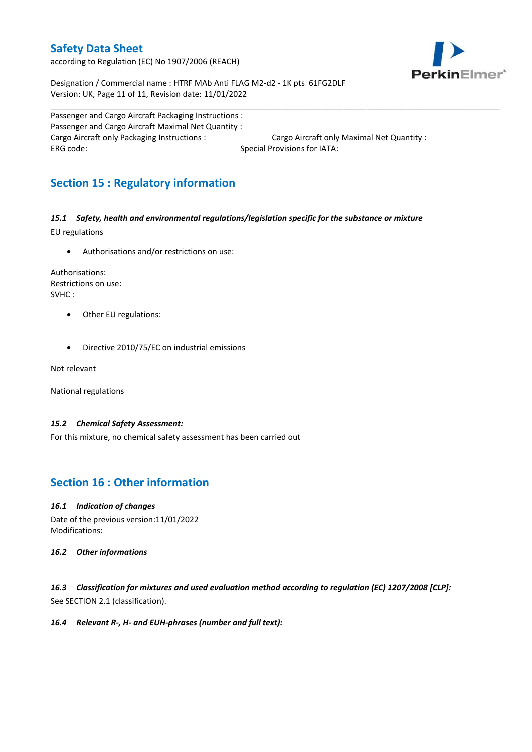Passenger and Cargo Aircraft Packaging Instructions :
Passenger and Cargo Aircraft Maximal Net Quantity :
Cargo Aircraft only Packaging Instructions : Cargo Aircraft only Maximal Net Quantity :
ERG code: Special Provisions for IATA:

## Section 15 : Regulatory information

### *15.1 Safety, health and environmental regulations/legislation specific for the substance or mixture*

EU regulations

- Authorisations and/or restrictions on use:

Authorisations:
Restrictions on use:
SVHC :

- Other EU regulations:

- Directive 2010/75/EC on industrial emissions

Not relevant

National regulations

### *15.2 Chemical Safety Assessment:*

For this mixture, no chemical safety assessment has been carried out

## Section 16 : Other information

### *16.1 Indication of changes*

Date of the previous version:11/01/2022
Modifications:

### *16.2 Other informations*

### *16.3 Classification for mixtures and used evaluation method according to regulation (EC) 1207/2008 [CLP]:*

See SECTION 2.1 (classification).

### *16.4 Relevant R-, H- and EUH-phrases (number and full text):*